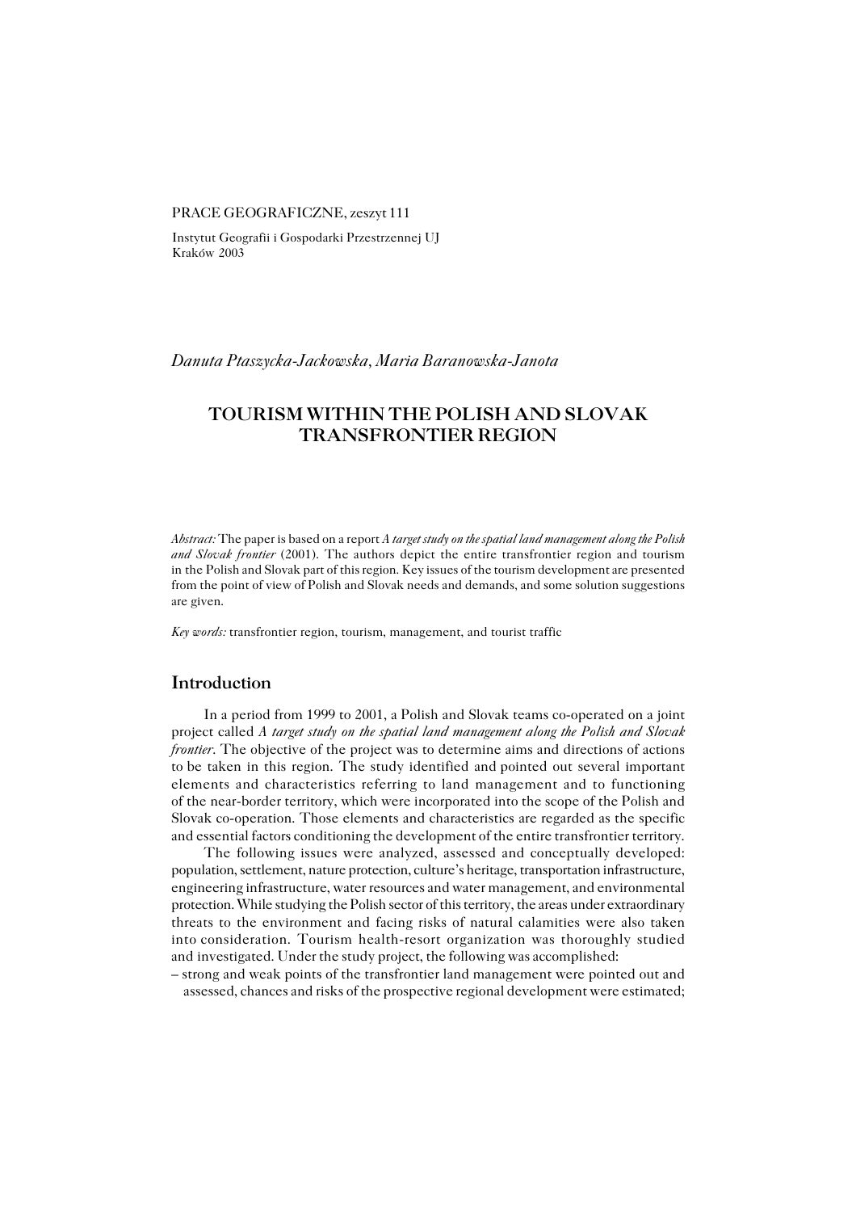PRACE GEOGRAFICZNE, zeszyt 111

Instytut Geografii i Gospodarki Przestrzennej UJ
Kraków 2003

*Danuta Ptaszycka-Jackowska, Maria Baranowska-Janota*

# TOURISM WITHIN THE POLISH AND SLOVAK TRANSFRONTIER REGION

*Abstract:* The paper is based on a report *A target study on the spatial land management along the Polish and Slovak frontier* (2001). The authors depict the entire transfrontier region and tourism in the Polish and Slovak part of this region. Key issues of the tourism development are presented from the point of view of Polish and Slovak needs and demands, and some solution suggestions are given.

*Key words:* transfrontier region, tourism, management, and tourist traffic

## Introduction

In a period from 1999 to 2001, a Polish and Slovak teams co-operated on a joint project called *A target study on the spatial land management along the Polish and Slovak frontier*. The objective of the project was to determine aims and directions of actions to be taken in this region. The study identified and pointed out several important elements and characteristics referring to land management and to functioning of the near-border territory, which were incorporated into the scope of the Polish and Slovak co-operation. Those elements and characteristics are regarded as the specific and essential factors conditioning the development of the entire transfrontier territory.

The following issues were analyzed, assessed and conceptually developed: population, settlement, nature protection, culture's heritage, transportation infrastructure, engineering infrastructure, water resources and water management, and environmental protection. While studying the Polish sector of this territory, the areas under extraordinary threats to the environment and facing risks of natural calamities were also taken into consideration. Tourism health-resort organization was thoroughly studied and investigated. Under the study project, the following was accomplished:

– strong and weak points of the transfrontier land management were pointed out and assessed, chances and risks of the prospective regional development were estimated;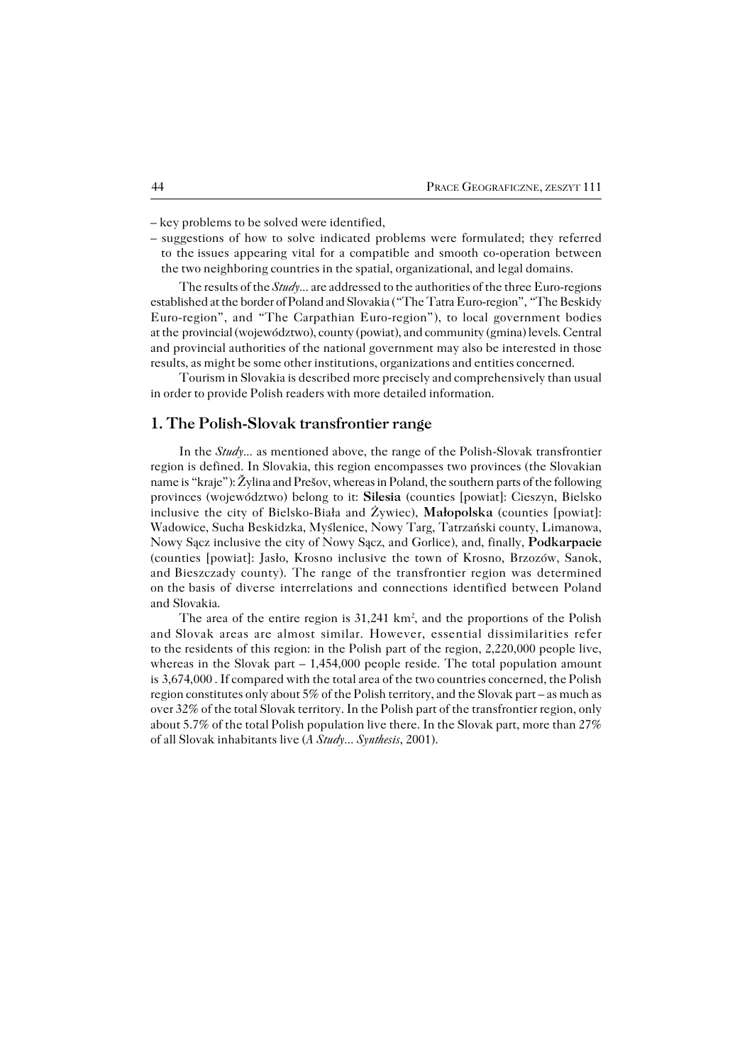– key problems to be solved were identified,
– suggestions of how to solve indicated problems were formulated; they referred to the issues appearing vital for a compatible and smooth co-operation between the two neighboring countries in the spatial, organizational, and legal domains.

The results of the *Study...* are addressed to the authorities of the three Euro-regions established at the border of Poland and Slovakia ("The Tatra Euro-region", "The Beskidy Euro-region", and "The Carpathian Euro-region"), to local government bodies at the provincial (województwo), county (powiat), and community (gmina) levels. Central and provincial authorities of the national government may also be interested in those results, as might be some other institutions, organizations and entities concerned.

Tourism in Slovakia is described more precisely and comprehensively than usual in order to provide Polish readers with more detailed information.

## 1. The Polish-Slovak transfrontier range

In the *Study...* as mentioned above, the range of the Polish-Slovak transfrontier region is defined. In Slovakia, this region encompasses two provinces (the Slovakian name is "kraje"): Žylina and Prešov, whereas in Poland, the southern parts of the following provinces (województwo) belong to it: **Silesia** (counties [powiat]: Cieszyn, Bielsko inclusive the city of Bielsko-Biała and Żywiec), **Małopolska** (counties [powiat]: Wadowice, Sucha Beskidzka, Myślenice, Nowy Targ, Tatrzański county, Limanowa, Nowy Sącz inclusive the city of Nowy Sącz, and Gorlice), and, finally, **Podkarpacie** (counties [powiat]: Jasło, Krosno inclusive the town of Krosno, Brzozów, Sanok, and Bieszczady county). The range of the transfrontier region was determined on the basis of diverse interrelations and connections identified between Poland and Slovakia.

The area of the entire region is 31,241 km$^2$, and the proportions of the Polish and Slovak areas are almost similar. However, essential dissimilarities refer to the residents of this region: in the Polish part of the region, 2,220,000 people live, whereas in the Slovak part – 1,454,000 people reside. The total population amount is 3,674,000 . If compared with the total area of the two countries concerned, the Polish region constitutes only about 5% of the Polish territory, and the Slovak part – as much as over 32% of the total Slovak territory. In the Polish part of the transfrontier region, only about 5.7% of the total Polish population live there. In the Slovak part, more than 27% of all Slovak inhabitants live (*A Study... Synthesis*, 2001).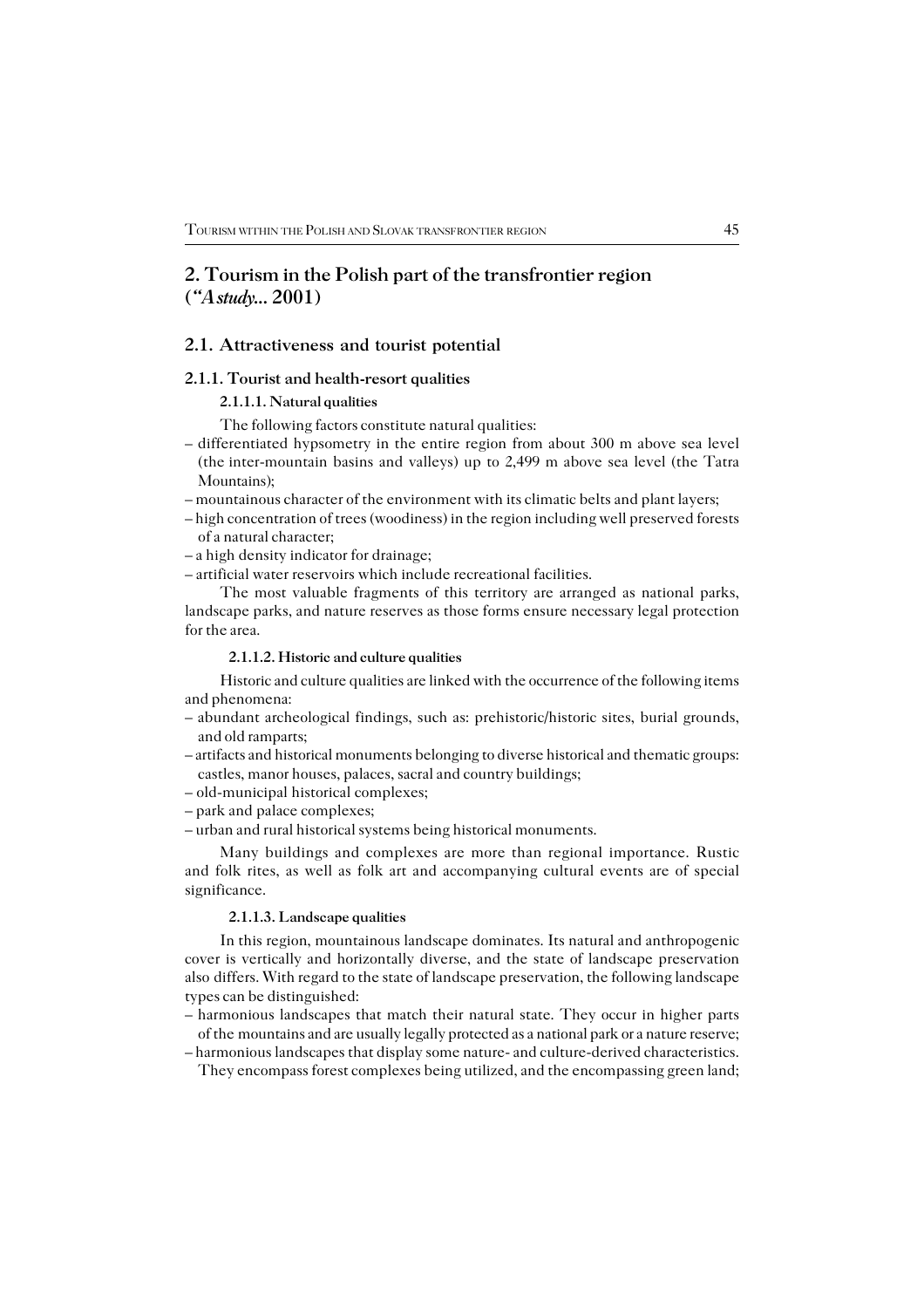## 2. Tourism in the Polish part of the transfrontier region (*"A study...* 2001)

### 2.1. Attractiveness and tourist potential

#### 2.1.1. Tourist and health-resort qualities

##### 2.1.1.1. Natural qualities

The following factors constitute natural qualities:

– differentiated hypsometry in the entire region from about 300 m above sea level (the inter-mountain basins and valleys) up to 2,499 m above sea level (the Tatra Mountains);
– mountainous character of the environment with its climatic belts and plant layers;
– high concentration of trees (woodiness) in the region including well preserved forests of a natural character;
– a high density indicator for drainage;
– artificial water reservoirs which include recreational facilities.

The most valuable fragments of this territory are arranged as national parks, landscape parks, and nature reserves as those forms ensure necessary legal protection for the area.

##### 2.1.1.2. Historic and culture qualities

Historic and culture qualities are linked with the occurrence of the following items and phenomena:

– abundant archeological findings, such as: prehistoric/historic sites, burial grounds, and old ramparts;
– artifacts and historical monuments belonging to diverse historical and thematic groups: castles, manor houses, palaces, sacral and country buildings;
– old-municipal historical complexes;
– park and palace complexes;
– urban and rural historical systems being historical monuments.

Many buildings and complexes are more than regional importance. Rustic and folk rites, as well as folk art and accompanying cultural events are of special significance.

##### 2.1.1.3. Landscape qualities

In this region, mountainous landscape dominates. Its natural and anthropogenic cover is vertically and horizontally diverse, and the state of landscape preservation also differs. With regard to the state of landscape preservation, the following landscape types can be distinguished:

– harmonious landscapes that match their natural state. They occur in higher parts of the mountains and are usually legally protected as a national park or a nature reserve;
– harmonious landscapes that display some nature- and culture-derived characteristics. They encompass forest complexes being utilized, and the encompassing green land;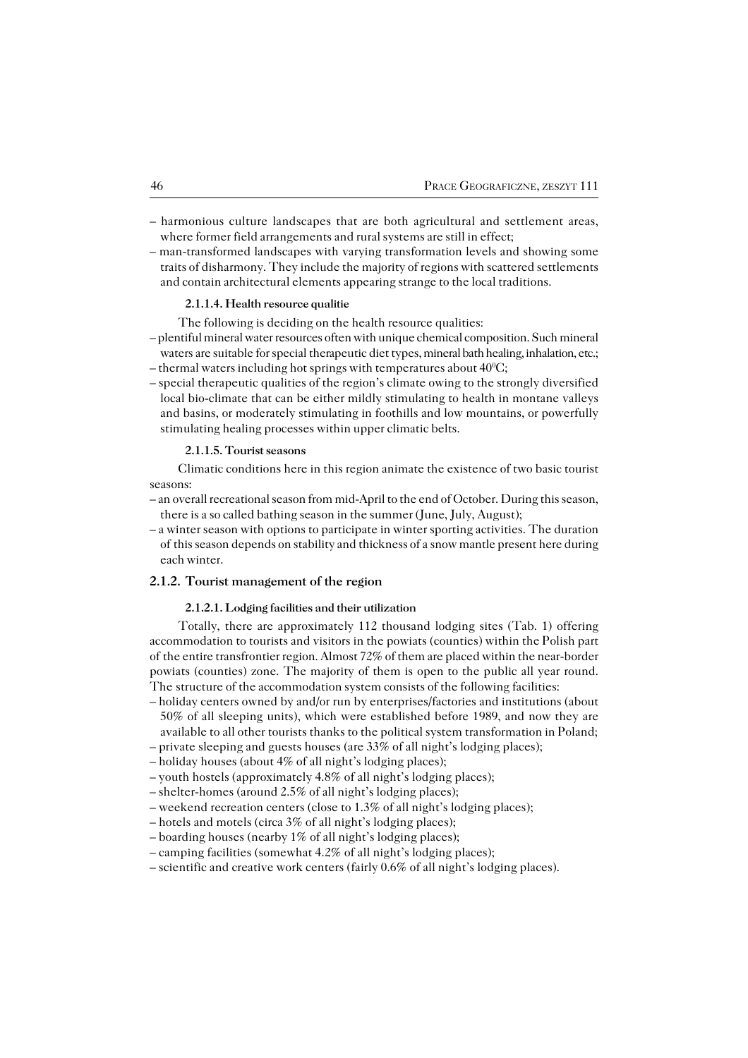– harmonious culture landscapes that are both agricultural and settlement areas, where former field arrangements and rural systems are still in effect;
– man-transformed landscapes with varying transformation levels and showing some traits of disharmony. They include the majority of regions with scattered settlements and contain architectural elements appearing strange to the local traditions.

#### 2.1.1.4. Health resource qualitie

The following is deciding on the health resource qualities:
– plentiful mineral water resources often with unique chemical composition. Such mineral waters are suitable for special therapeutic diet types, mineral bath healing, inhalation, etc.;
– thermal waters including hot springs with temperatures about $40^0$C;
– special therapeutic qualities of the region's climate owing to the strongly diversified local bio-climate that can be either mildly stimulating to health in montane valleys and basins, or moderately stimulating in foothills and low mountains, or powerfully stimulating healing processes within upper climatic belts.

#### 2.1.1.5. Tourist seasons

Climatic conditions here in this region animate the existence of two basic tourist seasons:
– an overall recreational season from mid-April to the end of October. During this season, there is a so called bathing season in the summer (June, July, August);
– a winter season with options to participate in winter sporting activities. The duration of this season depends on stability and thickness of a snow mantle present here during each winter.

### 2.1.2. Tourist management of the region

#### 2.1.2.1. Lodging facilities and their utilization

Totally, there are approximately 112 thousand lodging sites (Tab. 1) offering accommodation to tourists and visitors in the powiats (counties) within the Polish part of the entire transfrontier region. Almost 72% of them are placed within the near-border powiats (counties) zone. The majority of them is open to the public all year round. The structure of the accommodation system consists of the following facilities:
– holiday centers owned by and/or run by enterprises/factories and institutions (about 50% of all sleeping units), which were established before 1989, and now they are available to all other tourists thanks to the political system transformation in Poland;
– private sleeping and guests houses (are 33% of all night's lodging places);
– holiday houses (about 4% of all night's lodging places);
– youth hostels (approximately 4.8% of all night's lodging places);
– shelter-homes (around 2.5% of all night's lodging places);
– weekend recreation centers (close to 1.3% of all night's lodging places);
– hotels and motels (circa 3% of all night's lodging places);
– boarding houses (nearby 1% of all night's lodging places);
– camping facilities (somewhat 4.2% of all night's lodging places);
– scientific and creative work centers (fairly 0.6% of all night's lodging places).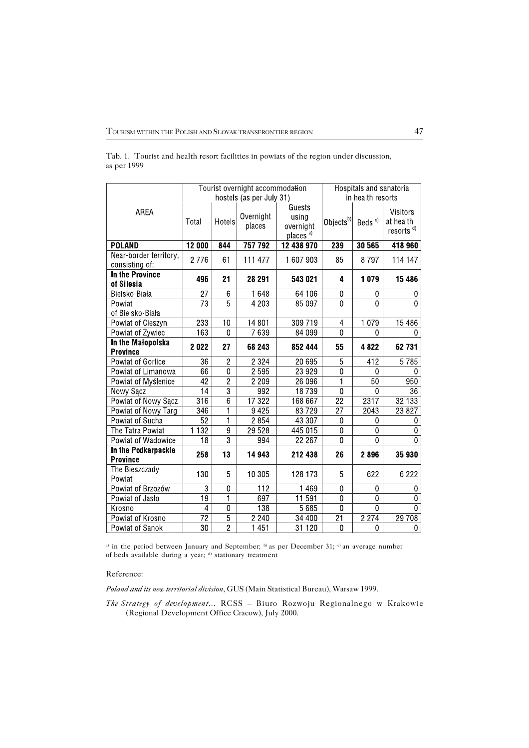Tab. 1. Tourist and health resort facilities in powiats of the region under discussion, as per 1999

| AREA | Tourist overnight accommodation hostels (as per July 31) | | | | Hospitals and sanatoria in health resorts | | |
|---|---|---|---|---|---|---|---|
| | Total | Hotels | Overnight places | Guests using overnight places [a] | Objects [b] | Beds [c] | Visitors at health resorts [d] |
| **POLAND** | **12 000** | **844** | **757 792** | **12 438 970** | **239** | **30 565** | **418 960** |
| Near-border territory, consisting of: | 2 776 | 61 | 111 477 | 1 607 903 | 85 | 8 797 | 114 147 |
| **In the Province of Silesia** | **496** | **21** | **28 291** | **543 021** | **4** | **1 079** | **15 486** |
| Bielsko-Biała | 27 | 6 | 1 648 | 64 106 | 0 | 0 | 0 |
| Powiat of Bielsko-Biała | 73 | 5 | 4 203 | 85 097 | 0 | 0 | 0 |
| Powiat of Cieszyn | 233 | 10 | 14 801 | 309 719 | 4 | 1 079 | 15 486 |
| Powiat of Żywiec | 163 | 0 | 7 639 | 84 099 | 0 | 0 | 0 |
| **In the Małopolska Province** | **2 022** | **27** | **68 243** | **852 444** | **55** | **4 822** | **62 731** |
| Powiat of Gorlice | 36 | 2 | 2 324 | 20 695 | 5 | 412 | 5 785 |
| Powiat of Limanowa | 66 | 0 | 2 595 | 23 929 | 0 | 0 | 0 |
| Powiat of Myślenice | 42 | 2 | 2 209 | 26 096 | 1 | 50 | 950 |
| Nowy Sącz | 14 | 3 | 992 | 18 739 | 0 | 0 | 36 |
| Powiat of Nowy Sącz | 316 | 6 | 17 322 | 168 667 | 22 | 2317 | 32 133 |
| Powiat of Nowy Targ | 346 | 1 | 9 425 | 83 729 | 27 | 2043 | 23 827 |
| Powiat of Sucha | 52 | 1 | 2 854 | 43 307 | 0 | 0 | 0 |
| The Tatra Powiat | 1 132 | 9 | 29 528 | 445 015 | 0 | 0 | 0 |
| Powiat of Wadowice | 18 | 3 | 994 | 22 267 | 0 | 0 | 0 |
| **In the Podkarpackie Province** | **258** | **13** | **14 943** | **212 438** | **26** | **2 896** | **35 930** |
| The Bieszczady Powiat | 130 | 5 | 10 305 | 128 173 | 5 | 622 | 6 222 |
| Powiat of Brzozów | 3 | 0 | 112 | 1 469 | 0 | 0 | 0 |
| Powiat of Jasło | 19 | 1 | 697 | 11 591 | 0 | 0 | 0 |
| Krosno | 4 | 0 | 138 | 5 685 | 0 | 0 | 0 |
| Powiat of Krosno | 72 | 5 | 2 240 | 34 400 | 21 | 2 274 | 29 708 |
| Powiat of Sanok | 30 | 2 | 1 451 | 31 120 | 0 | 0 | 0 |

[a] in the period between January and September; [b] as per December 31; [c] an average number of beds available during a year; [d] stationary treatment

Reference:

*Poland and its new territorial division*, GUS (Main Statistical Bureau), Warsaw 1999.

*The Strategy of development...* RCSS – Biuro Rozwoju Regionalnego w Krakowie (Regional Development Office Cracow), July 2000.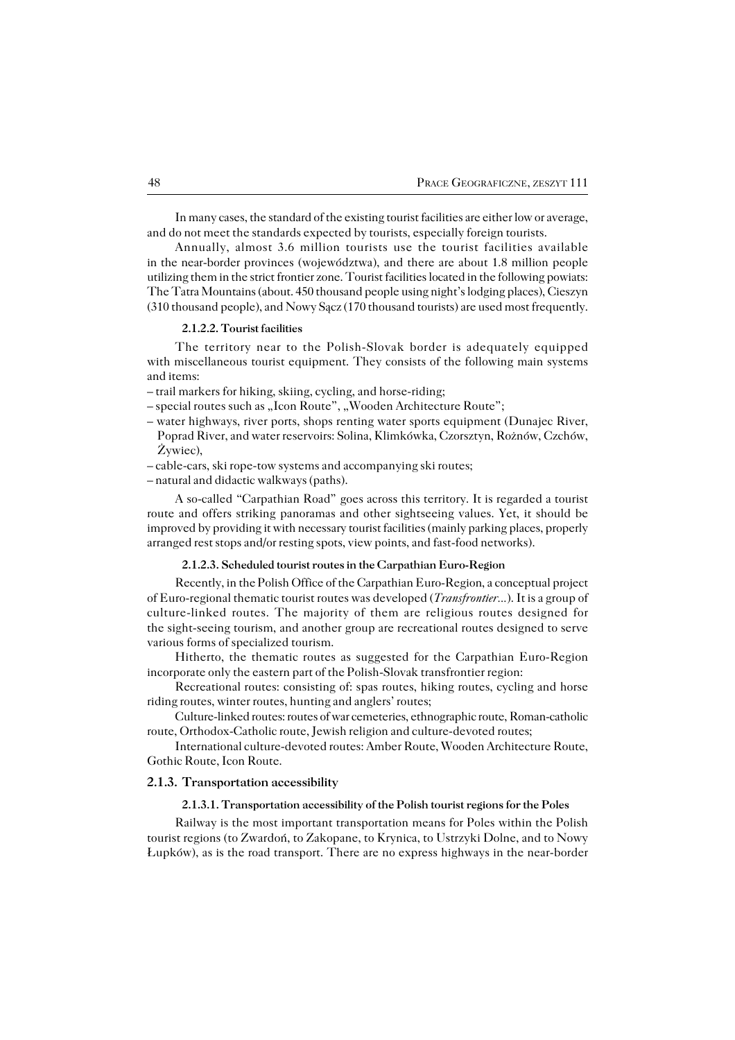In many cases, the standard of the existing tourist facilities are either low or average, and do not meet the standards expected by tourists, especially foreign tourists.

Annually, almost 3.6 million tourists use the tourist facilities available in the near-border provinces (województwa), and there are about 1.8 million people utilizing them in the strict frontier zone. Tourist facilities located in the following powiats: The Tatra Mountains (about. 450 thousand people using night's lodging places), Cieszyn (310 thousand people), and Nowy Sącz (170 thousand tourists) are used most frequently.

#### 2.1.2.2. Tourist facilities

The territory near to the Polish-Slovak border is adequately equipped with miscellaneous tourist equipment. They consists of the following main systems and items:

– trail markers for hiking, skiing, cycling, and horse-riding;
– special routes such as „Icon Route", „Wooden Architecture Route";
– water highways, river ports, shops renting water sports equipment (Dunajec River, Poprad River, and water reservoirs: Solina, Klimkówka, Czorsztyn, Rożnów, Czchów, Żywiec),
– cable-cars, ski rope-tow systems and accompanying ski routes;
– natural and didactic walkways (paths).

A so-called "Carpathian Road" goes across this territory. It is regarded a tourist route and offers striking panoramas and other sightseeing values. Yet, it should be improved by providing it with necessary tourist facilities (mainly parking places, properly arranged rest stops and/or resting spots, view points, and fast-food networks).

#### 2.1.2.3. Scheduled tourist routes in the Carpathian Euro-Region

Recently, in the Polish Office of the Carpathian Euro-Region, a conceptual project of Euro-regional thematic tourist routes was developed (*Transfrontier*...). It is a group of culture-linked routes. The majority of them are religious routes designed for the sight-seeing tourism, and another group are recreational routes designed to serve various forms of specialized tourism.

Hitherto, the thematic routes as suggested for the Carpathian Euro-Region incorporate only the eastern part of the Polish-Slovak transfrontier region:

Recreational routes: consisting of: spas routes, hiking routes, cycling and horse riding routes, winter routes, hunting and anglers' routes;

Culture-linked routes: routes of war cemeteries, ethnographic route, Roman-catholic route, Orthodox-Catholic route, Jewish religion and culture-devoted routes;

International culture-devoted routes: Amber Route, Wooden Architecture Route, Gothic Route, Icon Route.

### 2.1.3. Transportation accessibility

#### 2.1.3.1. Transportation accessibility of the Polish tourist regions for the Poles

Railway is the most important transportation means for Poles within the Polish tourist regions (to Zwardoń, to Zakopane, to Krynica, to Ustrzyki Dolne, and to Nowy Łupków), as is the road transport. There are no express highways in the near-border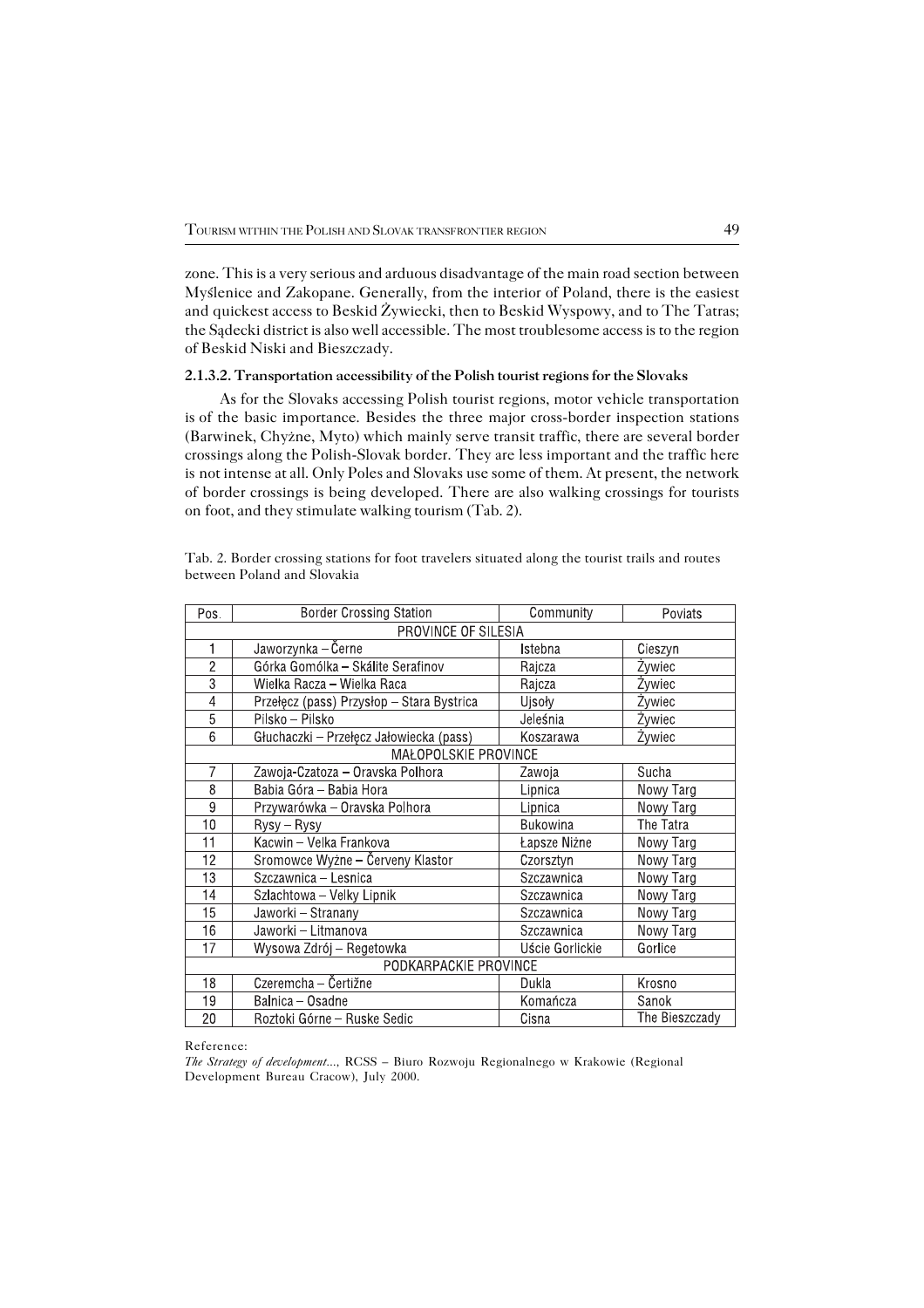zone. This is a very serious and arduous disadvantage of the main road section between Myślenice and Zakopane. Generally, from the interior of Poland, there is the easiest and quickest access to Beskid Żywiecki, then to Beskid Wyspowy, and to The Tatras; the Sądecki district is also well accessible. The most troublesome access is to the region of Beskid Niski and Bieszczady.

#### 2.1.3.2. Transportation accessibility of the Polish tourist regions for the Slovaks

As for the Slovaks accessing Polish tourist regions, motor vehicle transportation is of the basic importance. Besides the three major cross-border inspection stations (Barwinek, Chyżne, Myto) which mainly serve transit traffic, there are several border crossings along the Polish-Slovak border. They are less important and the traffic here is not intense at all. Only Poles and Slovaks use some of them. At present, the network of border crossings is being developed. There are also walking crossings for tourists on foot, and they stimulate walking tourism (Tab. 2).

Tab. 2. Border crossing stations for foot travelers situated along the tourist trails and routes between Poland and Slovakia

| Pos. | Border Crossing Station | Community | Poviats |
|---|---|---|---|
| PROVINCE OF SILESIA | | | |
| 1 | Jaworzynka – Černe | Istebna | Cieszyn |
| 2 | Górka Gomólka – Skálite Serafinov | Rajcza | Żywiec |
| 3 | Wielka Racza – Wielka Raca | Rajcza | Żywiec |
| 4 | Przełęcz (pass) Przysłop – Stara Bystrica | Ujsoły | Żywiec |
| 5 | Pilsko – Pilsko | Jeleśnia | Żywiec |
| 6 | Głuchaczki – Przełęcz Jałowiecka (pass) | Koszarawa | Żywiec |
| MAŁOPOLSKIE PROVINCE | | | |
| 7 | Zawoja-Czatoza – Oravska Polhora | Zawoja | Sucha |
| 8 | Babia Góra – Babia Hora | Lipnica | Nowy Targ |
| 9 | Przywarówka – Oravska Polhora | Lipnica | Nowy Targ |
| 10 | Rysy – Rysy | Bukowina | The Tatra |
| 11 | Kacwin – Velka Frankova | Łapsze Niżne | Nowy Targ |
| 12 | Sromowce Wyżne – Červeny Klastor | Czorsztyn | Nowy Targ |
| 13 | Szczawnica – Lesnica | Szczawnica | Nowy Targ |
| 14 | Szlachtowa – Velky Lipnik | Szczawnica | Nowy Targ |
| 15 | Jaworki – Stranany | Szczawnica | Nowy Targ |
| 16 | Jaworki – Litmanova | Szczawnica | Nowy Targ |
| 17 | Wysowa Zdrój – Regetowka | Uście Gorlickie | Gorlice |
| PODKARPACKIE PROVINCE | | | |
| 18 | Czeremcha – Čertižne | Dukla | Krosno |
| 19 | Balnica – Osadne | Komańcza | Sanok |
| 20 | Roztoki Górne – Ruske Sedic | Cisna | The Bieszczady |

Reference:
*The Strategy of development...,* RCSS – Biuro Rozwoju Regionalnego w Krakowie (Regional Development Bureau Cracow), July 2000.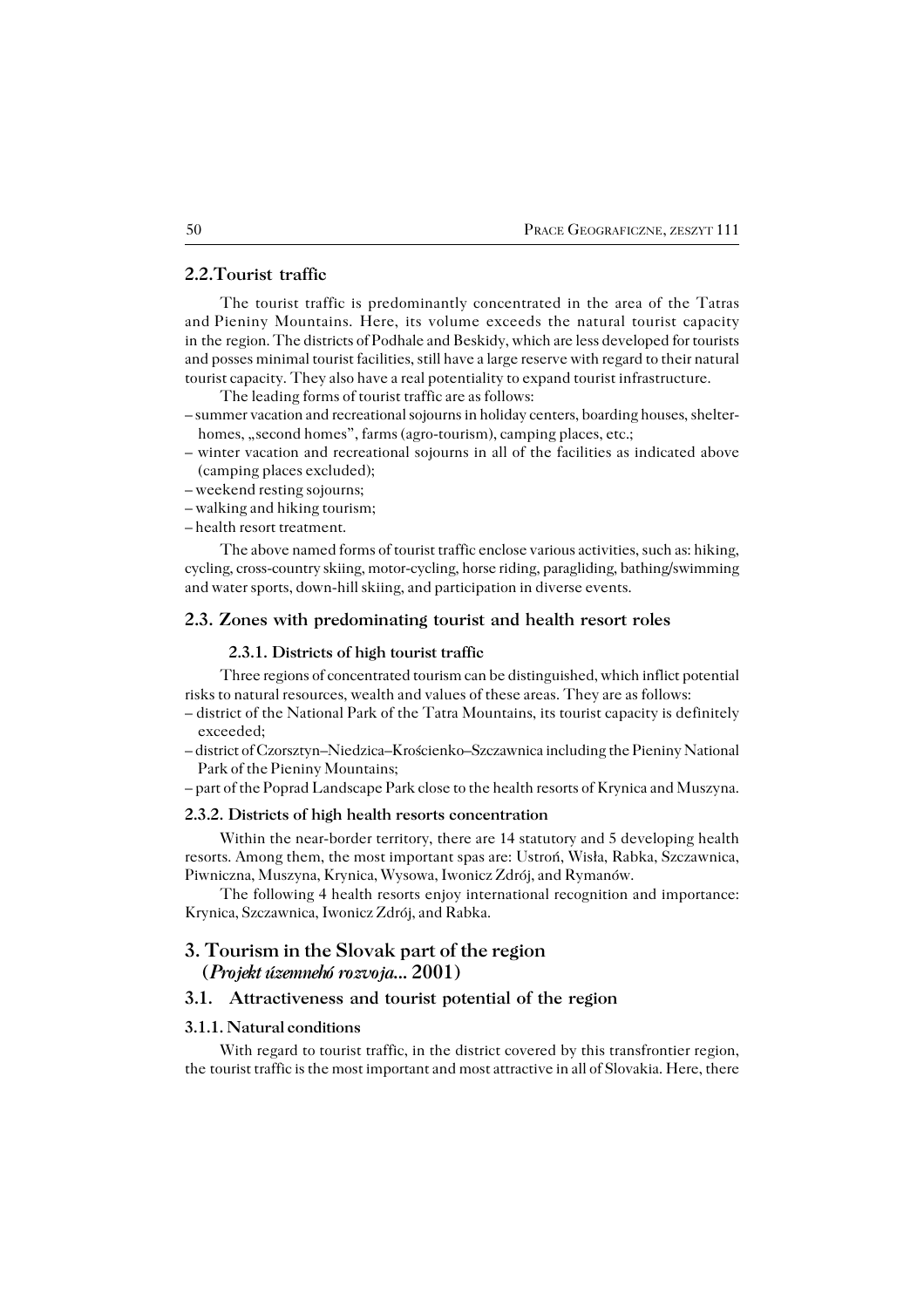## 2.2. Tourist traffic

The tourist traffic is predominantly concentrated in the area of the Tatras and Pieniny Mountains. Here, its volume exceeds the natural tourist capacity in the region. The districts of Podhale and Beskidy, which are less developed for tourists and posses minimal tourist facilities, still have a large reserve with regard to their natural tourist capacity. They also have a real potentiality to expand tourist infrastructure.

The leading forms of tourist traffic are as follows:

- summer vacation and recreational sojourns in holiday centers, boarding houses, shelter-homes, „second homes", farms (agro-tourism), camping places, etc.;
- winter vacation and recreational sojourns in all of the facilities as indicated above (camping places excluded);
- weekend resting sojourns;
- walking and hiking tourism;
- health resort treatment.

The above named forms of tourist traffic enclose various activities, such as: hiking, cycling, cross-country skiing, motor-cycling, horse riding, paragliding, bathing/swimming and water sports, down-hill skiing, and participation in diverse events.

## 2.3. Zones with predominating tourist and health resort roles

### 2.3.1. Districts of high tourist traffic

Three regions of concentrated tourism can be distinguished, which inflict potential risks to natural resources, wealth and values of these areas. They are as follows:

- district of the National Park of the Tatra Mountains, its tourist capacity is definitely exceeded;
- district of Czorsztyn–Niedzica–Krościenko–Szczawnica including the Pieniny National Park of the Pieniny Mountains;
- part of the Poprad Landscape Park close to the health resorts of Krynica and Muszyna.

### 2.3.2. Districts of high health resorts concentration

Within the near-border territory, there are 14 statutory and 5 developing health resorts. Among them, the most important spas are: Ustroń, Wisła, Rabka, Szczawnica, Piwniczna, Muszyna, Krynica, Wysowa, Iwonicz Zdrój, and Rymanów.

The following 4 health resorts enjoy international recognition and importance: Krynica, Szczawnica, Iwonicz Zdrój, and Rabka.

# 3. Tourism in the Slovak part of the region (*Projekt územnehó rozvoja...* 2001)

## 3.1. Attractiveness and tourist potential of the region

### 3.1.1. Natural conditions

With regard to tourist traffic, in the district covered by this transfrontier region, the tourist traffic is the most important and most attractive in all of Slovakia. Here, there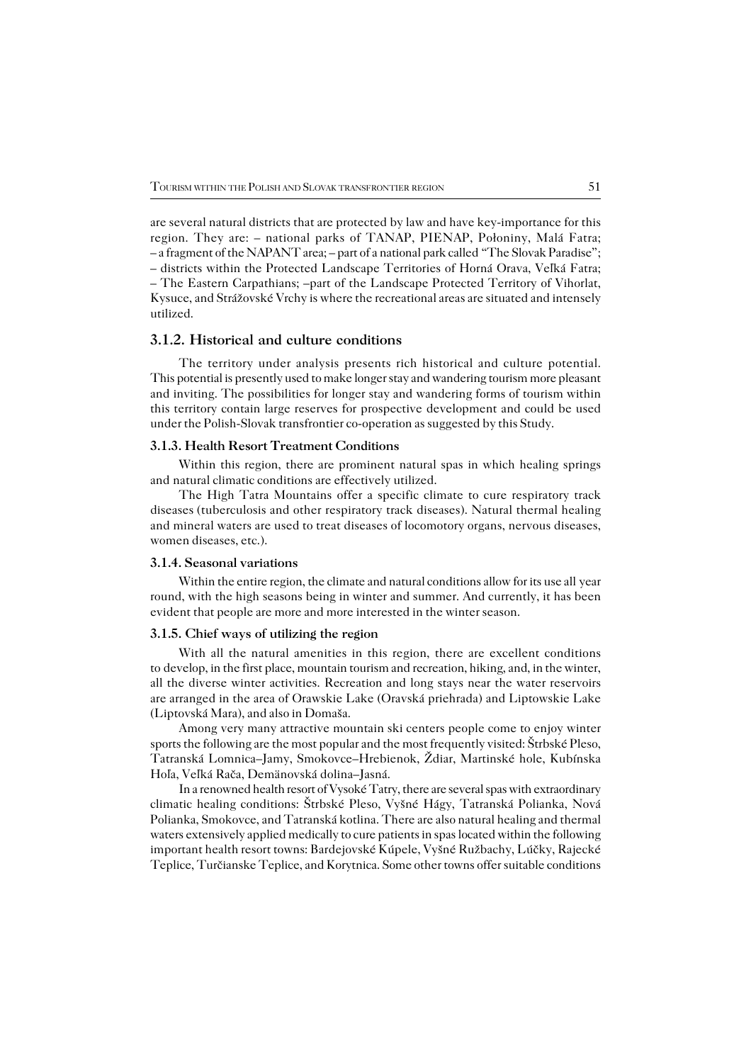are several natural districts that are protected by law and have key-importance for this region. They are: – national parks of TANAP, PIENAP, Połoniny, Malá Fatra; – a fragment of the NAPANT area; – part of a national park called "The Slovak Paradise"; – districts within the Protected Landscape Territories of Horná Orava, Veľká Fatra; – The Eastern Carpathians; –part of the Landscape Protected Territory of Vihorlat, Kysuce, and Strážovské Vrchy is where the recreational areas are situated and intensely utilized.

### 3.1.2. Historical and culture conditions

The territory under analysis presents rich historical and culture potential. This potential is presently used to make longer stay and wandering tourism more pleasant and inviting. The possibilities for longer stay and wandering forms of tourism within this territory contain large reserves for prospective development and could be used under the Polish-Slovak transfrontier co-operation as suggested by this Study.

### 3.1.3. Health Resort Treatment Conditions

Within this region, there are prominent natural spas in which healing springs and natural climatic conditions are effectively utilized.

The High Tatra Mountains offer a specific climate to cure respiratory track diseases (tuberculosis and other respiratory track diseases). Natural thermal healing and mineral waters are used to treat diseases of locomotory organs, nervous diseases, women diseases, etc.).

### 3.1.4. Seasonal variations

Within the entire region, the climate and natural conditions allow for its use all year round, with the high seasons being in winter and summer. And currently, it has been evident that people are more and more interested in the winter season.

### 3.1.5. Chief ways of utilizing the region

With all the natural amenities in this region, there are excellent conditions to develop, in the first place, mountain tourism and recreation, hiking, and, in the winter, all the diverse winter activities. Recreation and long stays near the water reservoirs are arranged in the area of Orawskie Lake (Oravská priehrada) and Liptowskie Lake (Liptovská Mara), and also in Domaša.

Among very many attractive mountain ski centers people come to enjoy winter sports the following are the most popular and the most frequently visited: Štrbské Pleso, Tatranská Lomnica–Jamy, Smokovce–Hrebienok, Ždiar, Martinské hole, Kubínska Hoľa, Veľká Rača, Demänovská dolina–Jasná.

In a renowned health resort of Vysoké Tatry, there are several spas with extraordinary climatic healing conditions: Štrbské Pleso, Vyšné Hágy, Tatranská Polianka, Nová Polianka, Smokovce, and Tatranská kotlina. There are also natural healing and thermal waters extensively applied medically to cure patients in spas located within the following important health resort towns: Bardejovské Kúpele, Vyšné Ružbachy, Lúčky, Rajecké Teplice, Turčianske Teplice, and Korytnica. Some other towns offer suitable conditions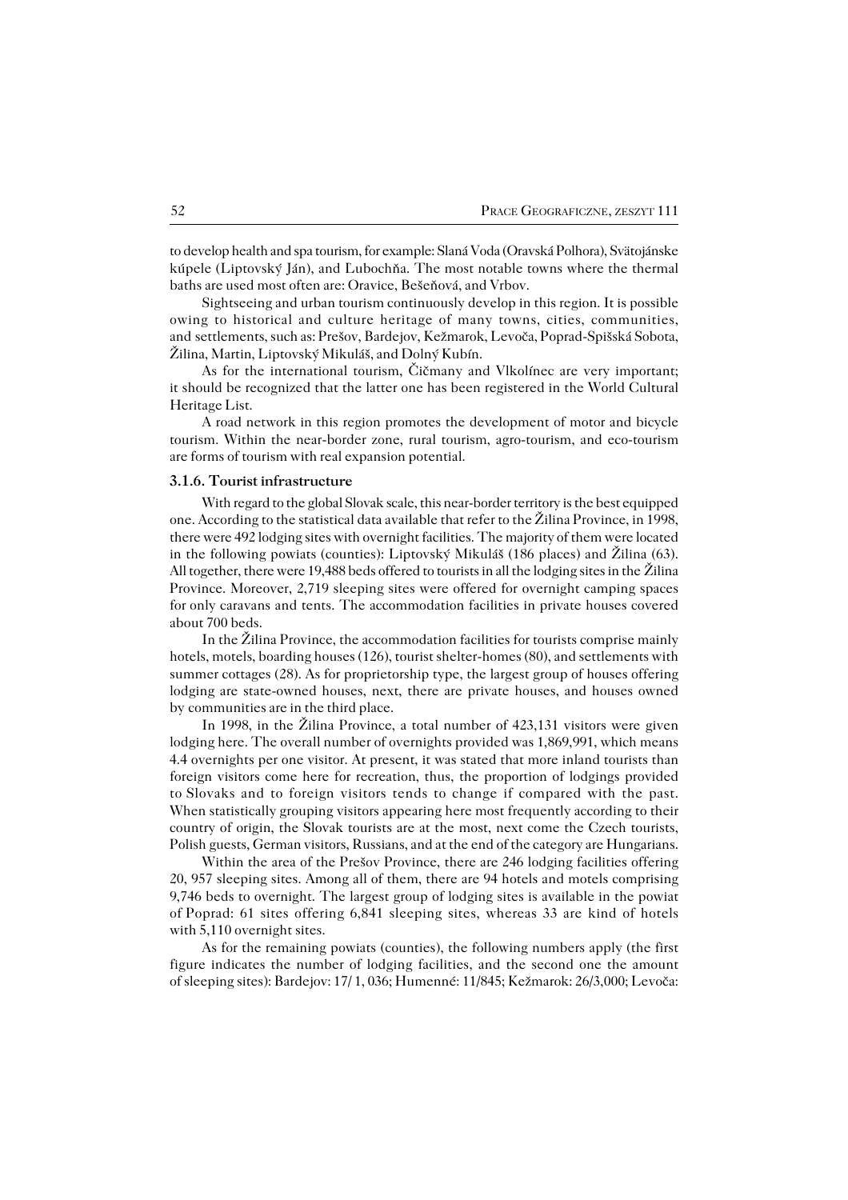to develop health and spa tourism, for example: Slaná Voda (Oravská Polhora), Svätojánske kúpele (Liptovský Ján), and Ľubochňa. The most notable towns where the thermal baths are used most often are: Oravice, Bešeňová, and Vrbov.

Sightseeing and urban tourism continuously develop in this region. It is possible owing to historical and culture heritage of many towns, cities, communities, and settlements, such as: Prešov, Bardejov, Kežmarok, Levoča, Poprad-Spišská Sobota, Žilina, Martin, Liptovský Mikuláš, and Dolný Kubín.

As for the international tourism, Čičmany and Vlkolínec are very important; it should be recognized that the latter one has been registered in the World Cultural Heritage List.

A road network in this region promotes the development of motor and bicycle tourism. Within the near-border zone, rural tourism, agro-tourism, and eco-tourism are forms of tourism with real expansion potential.

### 3.1.6. Tourist infrastructure

With regard to the global Slovak scale, this near-border territory is the best equipped one. According to the statistical data available that refer to the Žilina Province, in 1998, there were 492 lodging sites with overnight facilities. The majority of them were located in the following powiats (counties): Liptovský Mikuláš (186 places) and Žilina (63). All together, there were 19,488 beds offered to tourists in all the lodging sites in the Žilina Province. Moreover, 2,719 sleeping sites were offered for overnight camping spaces for only caravans and tents. The accommodation facilities in private houses covered about 700 beds.

In the Žilina Province, the accommodation facilities for tourists comprise mainly hotels, motels, boarding houses (126), tourist shelter-homes (80), and settlements with summer cottages (28). As for proprietorship type, the largest group of houses offering lodging are state-owned houses, next, there are private houses, and houses owned by communities are in the third place.

In 1998, in the Žilina Province, a total number of 423,131 visitors were given lodging here. The overall number of overnights provided was 1,869,991, which means 4.4 overnights per one visitor. At present, it was stated that more inland tourists than foreign visitors come here for recreation, thus, the proportion of lodgings provided to Slovaks and to foreign visitors tends to change if compared with the past. When statistically grouping visitors appearing here most frequently according to their country of origin, the Slovak tourists are at the most, next come the Czech tourists, Polish guests, German visitors, Russians, and at the end of the category are Hungarians.

Within the area of the Prešov Province, there are 246 lodging facilities offering 20, 957 sleeping sites. Among all of them, there are 94 hotels and motels comprising 9,746 beds to overnight. The largest group of lodging sites is available in the powiat of Poprad: 61 sites offering 6,841 sleeping sites, whereas 33 are kind of hotels with 5,110 overnight sites.

As for the remaining powiats (counties), the following numbers apply (the first figure indicates the number of lodging facilities, and the second one the amount of sleeping sites): Bardejov: 17/ 1, 036; Humenné: 11/845; Kežmarok: 26/3,000; Levoča: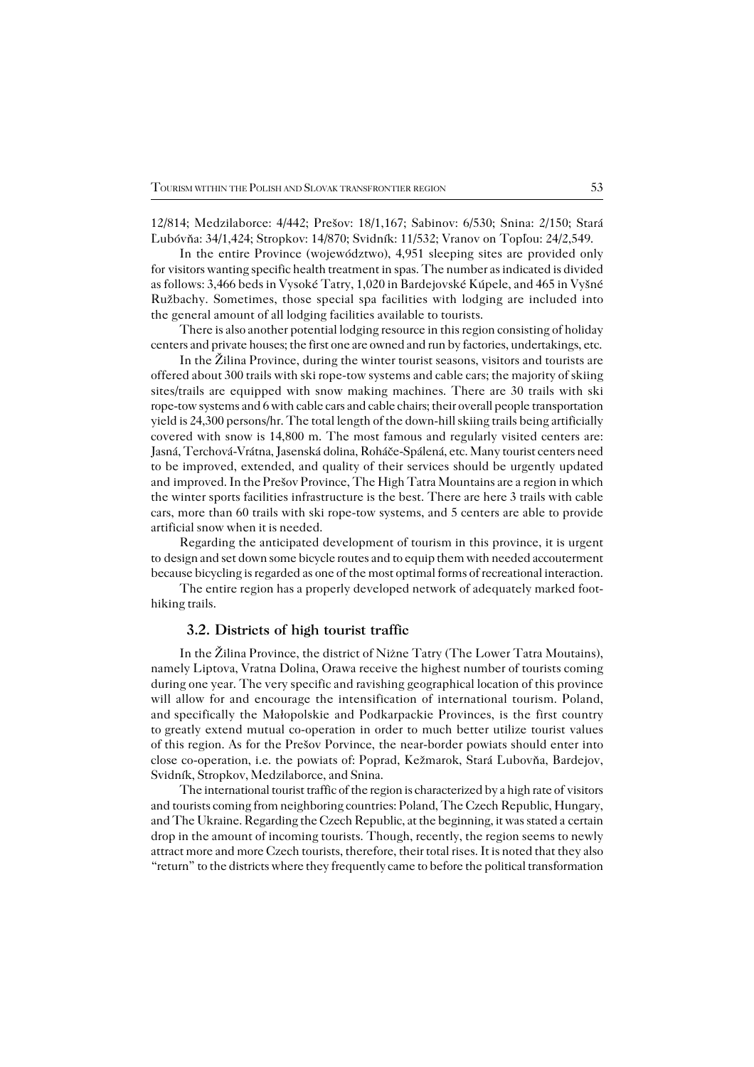12/814; Medzilaborce: 4/442; Prešov: 18/1,167; Sabinov: 6/530; Snina: 2/150; Stará Ľubóvňa: 34/1,424; Stropkov: 14/870; Svidník: 11/532; Vranov on Topľou: 24/2,549.

In the entire Province (województwo), 4,951 sleeping sites are provided only for visitors wanting specific health treatment in spas. The number as indicated is divided as follows: 3,466 beds in Vysoké Tatry, 1,020 in Bardejovské Kúpele, and 465 in Vyšné Ružbachy. Sometimes, those special spa facilities with lodging are included into the general amount of all lodging facilities available to tourists.

There is also another potential lodging resource in this region consisting of holiday centers and private houses; the first one are owned and run by factories, undertakings, etc.

In the Žilina Province, during the winter tourist seasons, visitors and tourists are offered about 300 trails with ski rope-tow systems and cable cars; the majority of skiing sites/trails are equipped with snow making machines. There are 30 trails with ski rope-tow systems and 6 with cable cars and cable chairs; their overall people transportation yield is 24,300 persons/hr. The total length of the down-hill skiing trails being artificially covered with snow is 14,800 m. The most famous and regularly visited centers are: Jasná, Terchová-Vrátna, Jasenská dolina, Roháče-Spálená, etc. Many tourist centers need to be improved, extended, and quality of their services should be urgently updated and improved. In the Prešov Province, The High Tatra Mountains are a region in which the winter sports facilities infrastructure is the best. There are here 3 trails with cable cars, more than 60 trails with ski rope-tow systems, and 5 centers are able to provide artificial snow when it is needed.

Regarding the anticipated development of tourism in this province, it is urgent to design and set down some bicycle routes and to equip them with needed accouterment because bicycling is regarded as one of the most optimal forms of recreational interaction.

The entire region has a properly developed network of adequately marked foot-hiking trails.

### 3.2. Districts of high tourist traffic

In the Žilina Province, the district of Nižne Tatry (The Lower Tatra Moutains), namely Liptova, Vratna Dolina, Orawa receive the highest number of tourists coming during one year. The very specific and ravishing geographical location of this province will allow for and encourage the intensification of international tourism. Poland, and specifically the Małopolskie and Podkarpackie Provinces, is the first country to greatly extend mutual co-operation in order to much better utilize tourist values of this region. As for the Prešov Porvince, the near-border powiats should enter into close co-operation, i.e. the powiats of: Poprad, Kežmarok, Stará Ľubovňa, Bardejov, Svidník, Stropkov, Medzilaborce, and Snina.

The international tourist traffic of the region is characterized by a high rate of visitors and tourists coming from neighboring countries: Poland, The Czech Republic, Hungary, and The Ukraine. Regarding the Czech Republic, at the beginning, it was stated a certain drop in the amount of incoming tourists. Though, recently, the region seems to newly attract more and more Czech tourists, therefore, their total rises. It is noted that they also "return" to the districts where they frequently came to before the political transformation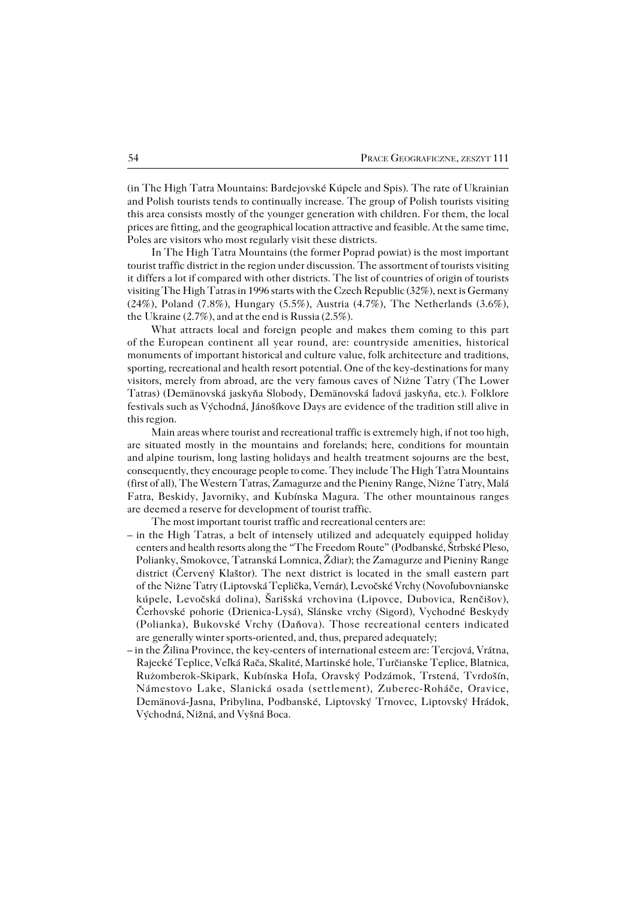(in The High Tatra Mountains: Bardejovské Kúpele and Spis). The rate of Ukrainian and Polish tourists tends to continually increase. The group of Polish tourists visiting this area consists mostly of the younger generation with children. For them, the local prices are fitting, and the geographical location attractive and feasible. At the same time, Poles are visitors who most regularly visit these districts.

In The High Tatra Mountains (the former Poprad powiat) is the most important tourist traffic district in the region under discussion. The assortment of tourists visiting it differs a lot if compared with other districts. The list of countries of origin of tourists visiting The High Tatras in 1996 starts with the Czech Republic (32%), next is Germany (24%), Poland (7.8%), Hungary (5.5%), Austria (4.7%), The Netherlands (3.6%), the Ukraine (2.7%), and at the end is Russia (2.5%).

What attracts local and foreign people and makes them coming to this part of the European continent all year round, are: countryside amenities, historical monuments of important historical and culture value, folk architecture and traditions, sporting, recreational and health resort potential. One of the key-destinations for many visitors, merely from abroad, are the very famous caves of Nižne Tatry (The Lower Tatras) (Demänovská jaskyňa Slobody, Demänovská ľadová jaskyňa, etc.). Folklore festivals such as Východná, Jánošíkove Days are evidence of the tradition still alive in this region.

Main areas where tourist and recreational traffic is extremely high, if not too high, are situated mostly in the mountains and forelands; here, conditions for mountain and alpine tourism, long lasting holidays and health treatment sojourns are the best, consequently, they encourage people to come. They include The High Tatra Mountains (first of all), The Western Tatras, Zamagurze and the Pieniny Range, Nižne Tatry, Malá Fatra, Beskidy, Javorniky, and Kubínska Magura. The other mountainous ranges are deemed a reserve for development of tourist traffic.

The most important tourist traffic and recreational centers are:

– in the High Tatras, a belt of intensely utilized and adequately equipped holiday centers and health resorts along the "The Freedom Route" (Podbanské, Štrbské Pleso, Polianky, Smokovce, Tatranská Lomnica, Ždiar); the Zamagurze and Pieniny Range district (Červený Klaštor). The next district is located in the small eastern part of the Nižne Tatry (Liptovská Teplička, Vernár), Levočské Vrchy (Novoľubovnianske kúpele, Levočská dolina), Šarišská vrchovina (Lipovce, Dubovica, Renčišov), Čerhovské pohorie (Drienica-Lysá), Slánske vrchy (Sigord), Vychodné Beskydy (Polianka), Bukovské Vrchy (Daňova). Those recreational centers indicated are generally winter sports-oriented, and, thus, prepared adequately;

– in the Žilina Province, the key-centers of international esteem are: Tercjová, Vrátna, Rajecké Teplice, Veľká Rača, Skalité, Martinské hole, Turčianske Teplice, Blatnica, Ružomberok-Skipark, Kubínska Hoľa, Oravský Podzámok, Trstená, Tvrdošín, Námestovo Lake, Slanická osada (settlement), Zuberec-Roháče, Oravice, Demänová-Jasna, Pribylina, Podbanské, Liptovský Trnovec, Liptovský Hrádok, Východná, Nižná, and Vyšná Boca.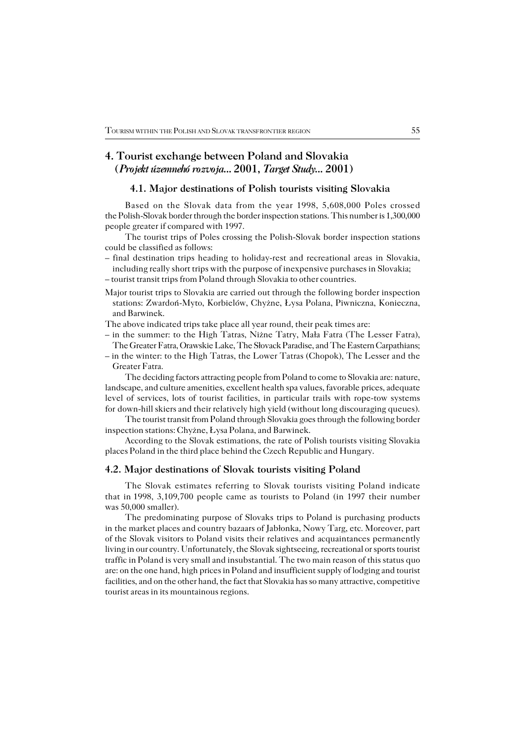## 4. Tourist exchange between Poland and Slovakia (*Projekt územnehó rozvoja*... 2001, *Target Study*... 2001)

### 4.1. Major destinations of Polish tourists visiting Slovakia

Based on the Slovak data from the year 1998, 5,608,000 Poles crossed the Polish-Slovak border through the border inspection stations. This number is 1,300,000 people greater if compared with 1997.

The tourist trips of Poles crossing the Polish-Slovak border inspection stations could be classified as follows:

– final destination trips heading to holiday-rest and recreational areas in Slovakia, including really short trips with the purpose of inexpensive purchases in Slovakia;
– tourist transit trips from Poland through Slovakia to other countries.

Major tourist trips to Slovakia are carried out through the following border inspection stations: Zwardoń-Myto, Korbielów, Chyżne, Łysa Polana, Piwniczna, Konieczna, and Barwinek.

The above indicated trips take place all year round, their peak times are:

– in the summer: to the High Tatras, Niżne Tatry, Mała Fatra (The Lesser Fatra), The Greater Fatra, Orawskie Lake, The Słovack Paradise, and The Eastern Carpathians;
– in the winter: to the High Tatras, the Lower Tatras (Chopok), The Lesser and the Greater Fatra.

The deciding factors attracting people from Poland to come to Slovakia are: nature, landscape, and culture amenities, excellent health spa values, favorable prices, adequate level of services, lots of tourist facilities, in particular trails with rope-tow systems for down-hill skiers and their relatively high yield (without long discouraging queues).

The tourist transit from Poland through Slovakia goes through the following border inspection stations: Chyżne, Łysa Polana, and Barwinek.

According to the Slovak estimations, the rate of Polish tourists visiting Slovakia places Poland in the third place behind the Czech Republic and Hungary.

### 4.2. Major destinations of Slovak tourists visiting Poland

The Slovak estimates referring to Slovak tourists visiting Poland indicate that in 1998, 3,109,700 people came as tourists to Poland (in 1997 their number was 50,000 smaller).

The predominating purpose of Slovaks trips to Poland is purchasing products in the market places and country bazaars of Jabłonka, Nowy Targ, etc. Moreover, part of the Slovak visitors to Poland visits their relatives and acquaintances permanently living in our country. Unfortunately, the Slovak sightseeing, recreational or sports tourist traffic in Poland is very small and insubstantial. The two main reason of this status quo are: on the one hand, high prices in Poland and insufficient supply of lodging and tourist facilities, and on the other hand, the fact that Slovakia has so many attractive, competitive tourist areas in its mountainous regions.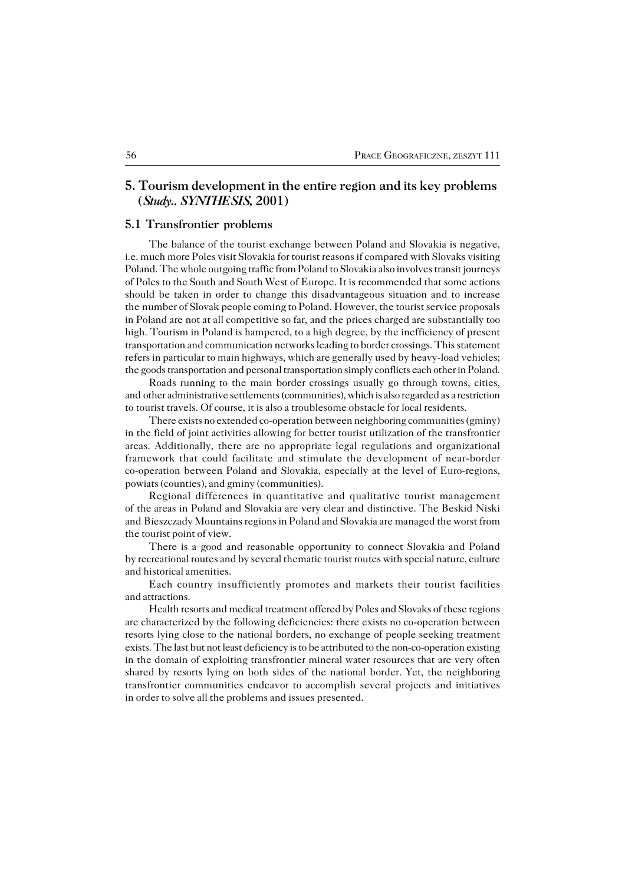## 5. Tourism development in the entire region and its key problems (*Study.. SYNTHESIS,* 2001)

### 5.1 Transfrontier problems

The balance of the tourist exchange between Poland and Slovakia is negative, i.e. much more Poles visit Slovakia for tourist reasons if compared with Slovaks visiting Poland. The whole outgoing traffic from Poland to Slovakia also involves transit journeys of Poles to the South and South West of Europe. It is recommended that some actions should be taken in order to change this disadvantageous situation and to increase the number of Slovak people coming to Poland. However, the tourist service proposals in Poland are not at all competitive so far, and the prices charged are substantially too high. Tourism in Poland is hampered, to a high degree, by the inefficiency of present transportation and communication networks leading to border crossings. This statement refers in particular to main highways, which are generally used by heavy-load vehicles; the goods transportation and personal transportation simply conflicts each other in Poland.

Roads running to the main border crossings usually go through towns, cities, and other administrative settlements (communities), which is also regarded as a restriction to tourist travels. Of course, it is also a troublesome obstacle for local residents.

There exists no extended co-operation between neighboring communities (gminy) in the field of joint activities allowing for better tourist utilization of the transfrontier areas. Additionally, there are no appropriate legal regulations and organizational framework that could facilitate and stimulate the development of near-border co-operation between Poland and Slovakia, especially at the level of Euro-regions, powiats (counties), and gminy (communities).

Regional differences in quantitative and qualitative tourist management of the areas in Poland and Slovakia are very clear and distinctive. The Beskid Niski and Bieszczady Mountains regions in Poland and Slovakia are managed the worst from the tourist point of view.

There is a good and reasonable opportunity to connect Slovakia and Poland by recreational routes and by several thematic tourist routes with special nature, culture and historical amenities.

Each country insufficiently promotes and markets their tourist facilities and attractions.

Health resorts and medical treatment offered by Poles and Slovaks of these regions are characterized by the following deficiencies: there exists no co-operation between resorts lying close to the national borders, no exchange of people seeking treatment exists. The last but not least deficiency is to be attributed to the non-co-operation existing in the domain of exploiting transfrontier mineral water resources that are very often shared by resorts lying on both sides of the national border. Yet, the neighboring transfrontier communities endeavor to accomplish several projects and initiatives in order to solve all the problems and issues presented.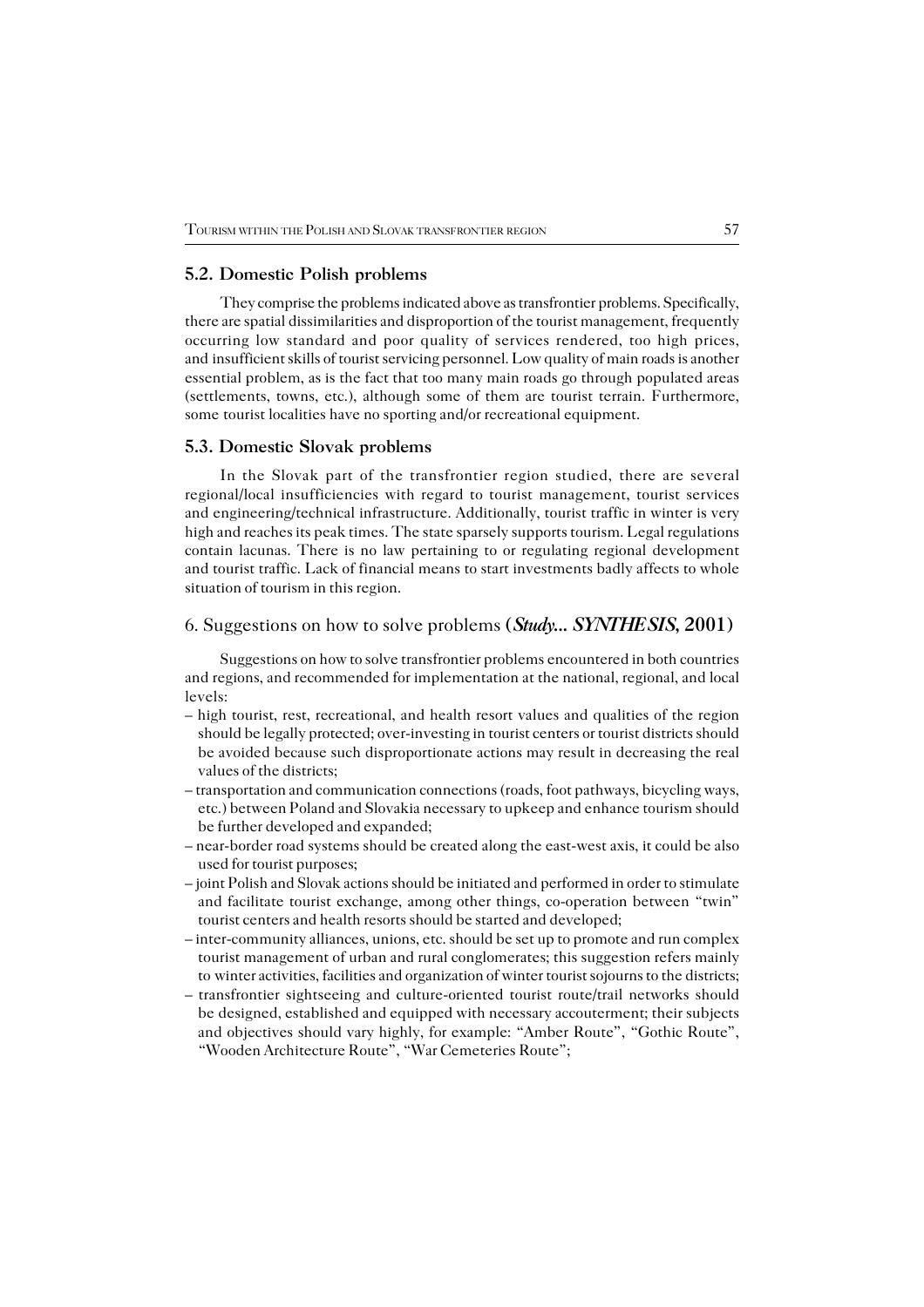### 5.2. Domestic Polish problems

They comprise the problems indicated above as transfrontier problems. Specifically, there are spatial dissimilarities and disproportion of the tourist management, frequently occurring low standard and poor quality of services rendered, too high prices, and insufficient skills of tourist servicing personnel. Low quality of main roads is another essential problem, as is the fact that too many main roads go through populated areas (settlements, towns, etc.), although some of them are tourist terrain. Furthermore, some tourist localities have no sporting and/or recreational equipment.

### 5.3. Domestic Slovak problems

In the Slovak part of the transfrontier region studied, there are several regional/local insufficiencies with regard to tourist management, tourist services and engineering/technical infrastructure. Additionally, tourist traffic in winter is very high and reaches its peak times. The state sparsely supports tourism. Legal regulations contain lacunas. There is no law pertaining to or regulating regional development and tourist traffic. Lack of financial means to start investments badly affects to whole situation of tourism in this region.

## 6. Suggestions on how to solve problems (***Study... SYNTHESIS*, 2001**)

Suggestions on how to solve transfrontier problems encountered in both countries and regions, and recommended for implementation at the national, regional, and local levels:

– high tourist, rest, recreational, and health resort values and qualities of the region should be legally protected; over-investing in tourist centers or tourist districts should be avoided because such disproportionate actions may result in decreasing the real values of the districts;
– transportation and communication connections (roads, foot pathways, bicycling ways, etc.) between Poland and Slovakia necessary to upkeep and enhance tourism should be further developed and expanded;
– near-border road systems should be created along the east-west axis, it could be also used for tourist purposes;
– joint Polish and Slovak actions should be initiated and performed in order to stimulate and facilitate tourist exchange, among other things, co-operation between "twin" tourist centers and health resorts should be started and developed;
– inter-community alliances, unions, etc. should be set up to promote and run complex tourist management of urban and rural conglomerates; this suggestion refers mainly to winter activities, facilities and organization of winter tourist sojourns to the districts;
– transfrontier sightseeing and culture-oriented tourist route/trail networks should be designed, established and equipped with necessary accouterment; their subjects and objectives should vary highly, for example: "Amber Route", "Gothic Route", "Wooden Architecture Route", "War Cemeteries Route";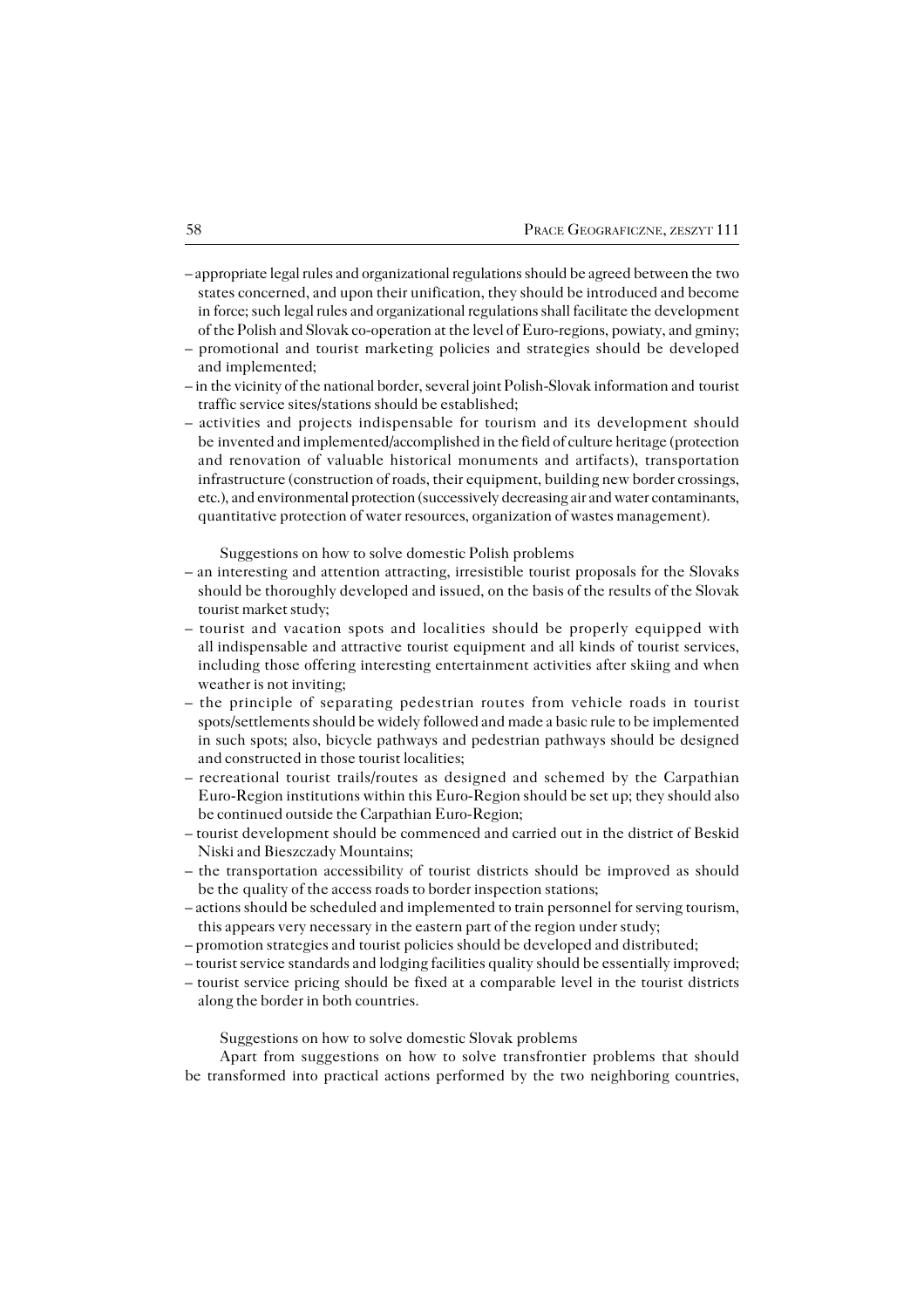– appropriate legal rules and organizational regulations should be agreed between the two states concerned, and upon their unification, they should be introduced and become in force; such legal rules and organizational regulations shall facilitate the development of the Polish and Slovak co-operation at the level of Euro-regions, powiaty, and gminy;
– promotional and tourist marketing policies and strategies should be developed and implemented;
– in the vicinity of the national border, several joint Polish-Slovak information and tourist traffic service sites/stations should be established;
– activities and projects indispensable for tourism and its development should be invented and implemented/accomplished in the field of culture heritage (protection and renovation of valuable historical monuments and artifacts), transportation infrastructure (construction of roads, their equipment, building new border crossings, etc.), and environmental protection (successively decreasing air and water contaminants, quantitative protection of water resources, organization of wastes management).

Suggestions on how to solve domestic Polish problems

– an interesting and attention attracting, irresistible tourist proposals for the Slovaks should be thoroughly developed and issued, on the basis of the results of the Slovak tourist market study;
– tourist and vacation spots and localities should be properly equipped with all indispensable and attractive tourist equipment and all kinds of tourist services, including those offering interesting entertainment activities after skiing and when weather is not inviting;
– the principle of separating pedestrian routes from vehicle roads in tourist spots/settlements should be widely followed and made a basic rule to be implemented in such spots; also, bicycle pathways and pedestrian pathways should be designed and constructed in those tourist localities;
– recreational tourist trails/routes as designed and schemed by the Carpathian Euro-Region institutions within this Euro-Region should be set up; they should also be continued outside the Carpathian Euro-Region;
– tourist development should be commenced and carried out in the district of Beskid Niski and Bieszczady Mountains;
– the transportation accessibility of tourist districts should be improved as should be the quality of the access roads to border inspection stations;
– actions should be scheduled and implemented to train personnel for serving tourism, this appears very necessary in the eastern part of the region under study;
– promotion strategies and tourist policies should be developed and distributed;
– tourist service standards and lodging facilities quality should be essentially improved;
– tourist service pricing should be fixed at a comparable level in the tourist districts along the border in both countries.

Suggestions on how to solve domestic Slovak problems

Apart from suggestions on how to solve transfrontier problems that should be transformed into practical actions performed by the two neighboring countries,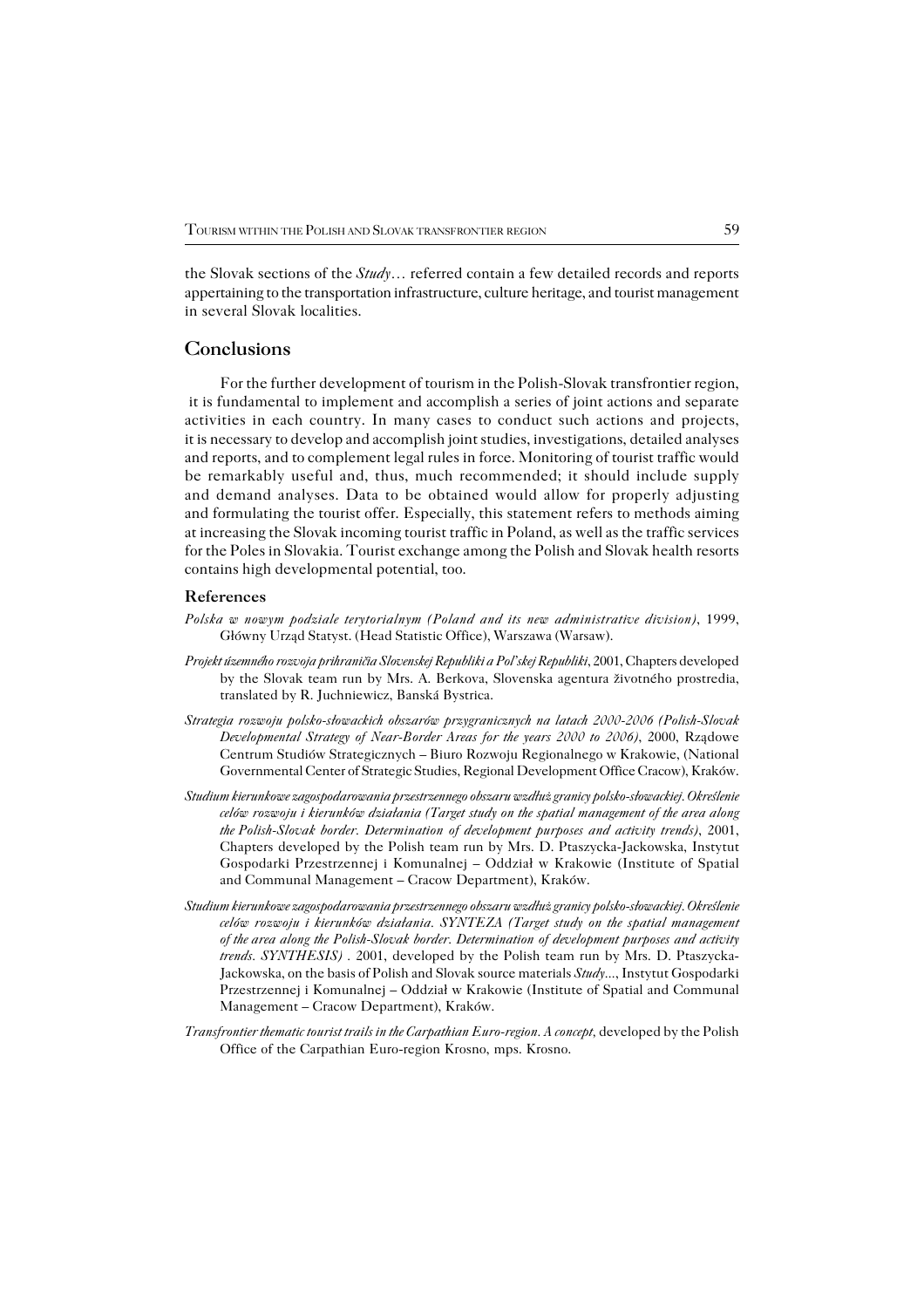the Slovak sections of the *Study*… referred contain a few detailed records and reports appertaining to the transportation infrastructure, culture heritage, and tourist management in several Slovak localities.

## Conclusions

For the further development of tourism in the Polish-Slovak transfrontier region, it is fundamental to implement and accomplish a series of joint actions and separate activities in each country. In many cases to conduct such actions and projects, it is necessary to develop and accomplish joint studies, investigations, detailed analyses and reports, and to complement legal rules in force. Monitoring of tourist traffic would be remarkably useful and, thus, much recommended; it should include supply and demand analyses. Data to be obtained would allow for properly adjusting and formulating the tourist offer. Especially, this statement refers to methods aiming at increasing the Slovak incoming tourist traffic in Poland, as well as the traffic services for the Poles in Slovakia. Tourist exchange among the Polish and Slovak health resorts contains high developmental potential, too.

### References

*Polska w nowym podziale terytorialnym (Poland and its new administrative division)*, 1999, Główny Urząd Statyst. (Head Statistic Office), Warszawa (Warsaw).

*Projekt územného rozvoja prihraničia Slovenskej Republiki a Pol'skej Republiki*, 2001, Chapters developed by the Slovak team run by Mrs. A. Berkova, Slovenska agentura životného prostredia, translated by R. Juchniewicz, Banská Bystrica.

*Strategia rozwoju polsko-słowackich obszarów przygranicznych na latach 2000-2006 (Polish-Slovak Developmental Strategy of Near-Border Areas for the years 2000 to 2006)*, 2000, Rządowe Centrum Studiów Strategicznych – Biuro Rozwoju Regionalnego w Krakowie, (National Governmental Center of Strategic Studies, Regional Development Office Cracow), Kraków.

*Studium kierunkowe zagospodarowania przestrzennego obszaru wzdłuż granicy polsko-słowackiej. Określenie celów rozwoju i kierunków działania (Target study on the spatial management of the area along the Polish-Slovak border. Determination of development purposes and activity trends)*, 2001, Chapters developed by the Polish team run by Mrs. D. Ptaszycka-Jackowska, Instytut Gospodarki Przestrzennej i Komunalnej – Oddział w Krakowie (Institute of Spatial and Communal Management – Cracow Department), Kraków.

*Studium kierunkowe zagospodarowania przestrzennego obszaru wzdłuż granicy polsko-słowackiej. Określenie celów rozwoju i kierunków działania. SYNTEZA (Target study on the spatial management of the area along the Polish-Slovak border. Determination of development purposes and activity trends. SYNTHESIS)* . 2001, developed by the Polish team run by Mrs. D. Ptaszycka-Jackowska, on the basis of Polish and Slovak source materials *Study*..., Instytut Gospodarki Przestrzennej i Komunalnej – Oddział w Krakowie (Institute of Spatial and Communal Management – Cracow Department), Kraków.

*Transfrontier thematic tourist trails in the Carpathian Euro-region. A concept,* developed by the Polish Office of the Carpathian Euro-region Krosno, mps. Krosno.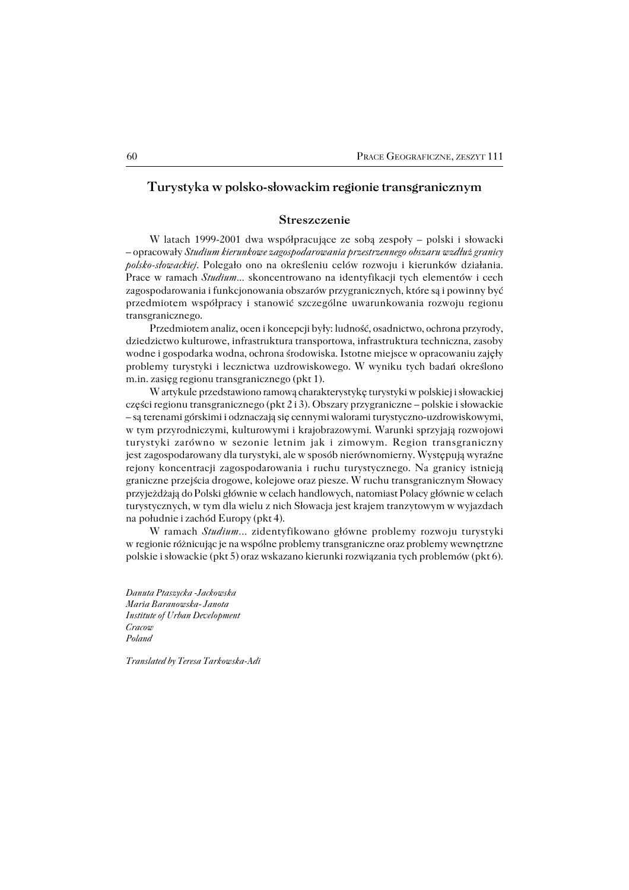## Turystyka w polsko-słowackim regionie transgranicznym

### Streszczenie

W latach 1999-2001 dwa współpracujące ze sobą zespoły – polski i słowacki – opracowały *Studium kierunkowe zagospodarowania przestrzennego obszaru wzdłuż granicy polsko-słowackiej*. Polegało ono na określeniu celów rozwoju i kierunków działania. Prace w ramach *Studium*... skoncentrowano na identyfikacji tych elementów i cech zagospodarowania i funkcjonowania obszarów przygranicznych, które są i powinny być przedmiotem współpracy i stanowić szczególne uwarunkowania rozwoju regionu transgranicznego.

Przedmiotem analiz, ocen i koncepcji były: ludność, osadnictwo, ochrona przyrody, dziedzictwo kulturowe, infrastruktura transportowa, infrastruktura techniczna, zasoby wodne i gospodarka wodna, ochrona środowiska. Istotne miejsce w opracowaniu zajęły problemy turystyki i lecznictwa uzdrowiskowego. W wyniku tych badań określono m.in. zasięg regionu transgranicznego (pkt 1).

W artykule przedstawiono ramową charakterystykę turystyki w polskiej i słowackiej części regionu transgranicznego (pkt 2 i 3). Obszary przygraniczne – polskie i słowackie – są terenami górskimi i odznaczają się cennymi walorami turystyczno-uzdrowiskowymi, w tym przyrodniczymi, kulturowymi i krajobrazowymi. Warunki sprzyjają rozwojowi turystyki zarówno w sezonie letnim jak i zimowym. Region transgraniczny jest zagospodarowany dla turystyki, ale w sposób nierównomierny. Występują wyraźne rejony koncentracji zagospodarowania i ruchu turystycznego. Na granicy istnieją graniczne przejścia drogowe, kolejowe oraz piesze. W ruchu transgranicznym Słowacy przyjeżdżają do Polski głównie w celach handlowych, natomiast Polacy głównie w celach turystycznych, w tym dla wielu z nich Słowacja jest krajem tranzytowym w wyjazdach na południe i zachód Europy (pkt 4).

W ramach *Studium*... zidentyfikowano główne problemy rozwoju turystyki w regionie różnicując je na wspólne problemy transgraniczne oraz problemy wewnętrzne polskie i słowackie (pkt 5) oraz wskazano kierunki rozwiązania tych problemów (pkt 6).

*Danuta Ptaszycka -Jackowska*
*Maria Baranowska- Janota*
*Institute of Urban Development*
*Cracow*
*Poland*

*Translated by Teresa Tarkowska-Adi*